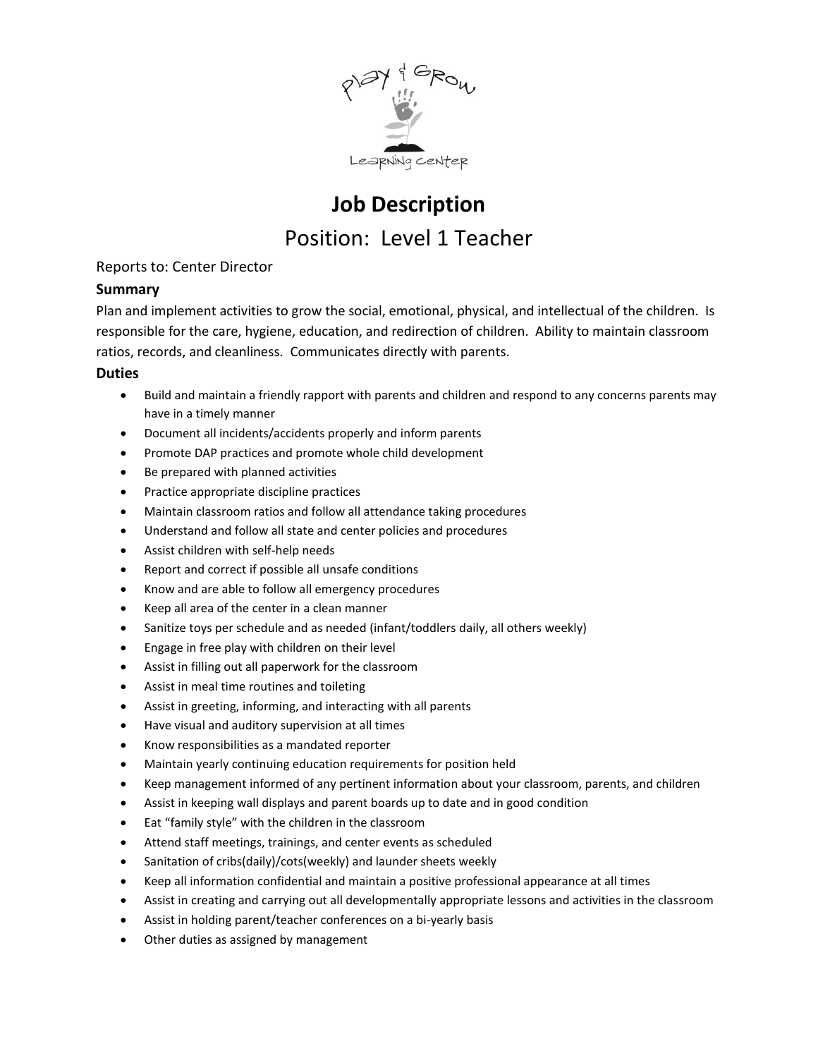# Job Description

## Position: Level 1 Teacher

Reports to: Center Director

### Summary

Plan and implement activities to grow the social, emotional, physical, and intellectual of the children. Is responsible for the care, hygiene, education, and redirection of children. Ability to maintain classroom ratios, records, and cleanliness. Communicates directly with parents.

### Duties

- Build and maintain a friendly rapport with parents and children and respond to any concerns parents may have in a timely manner
- Document all incidents/accidents properly and inform parents
- Promote DAP practices and promote whole child development
- Be prepared with planned activities
- Practice appropriate discipline practices
- Maintain classroom ratios and follow all attendance taking procedures
- Understand and follow all state and center policies and procedures
- Assist children with self-help needs
- Report and correct if possible all unsafe conditions
- Know and are able to follow all emergency procedures
- Keep all area of the center in a clean manner
- Sanitize toys per schedule and as needed (infant/toddlers daily, all others weekly)
- Engage in free play with children on their level
- Assist in filling out all paperwork for the classroom
- Assist in meal time routines and toileting
- Assist in greeting, informing, and interacting with all parents
- Have visual and auditory supervision at all times
- Know responsibilities as a mandated reporter
- Maintain yearly continuing education requirements for position held
- Keep management informed of any pertinent information about your classroom, parents, and children
- Assist in keeping wall displays and parent boards up to date and in good condition
- Eat "family style" with the children in the classroom
- Attend staff meetings, trainings, and center events as scheduled
- Sanitation of cribs(daily)/cots(weekly) and launder sheets weekly
- Keep all information confidential and maintain a positive professional appearance at all times
- Assist in creating and carrying out all developmentally appropriate lessons and activities in the classroom
- Assist in holding parent/teacher conferences on a bi-yearly basis
- Other duties as assigned by management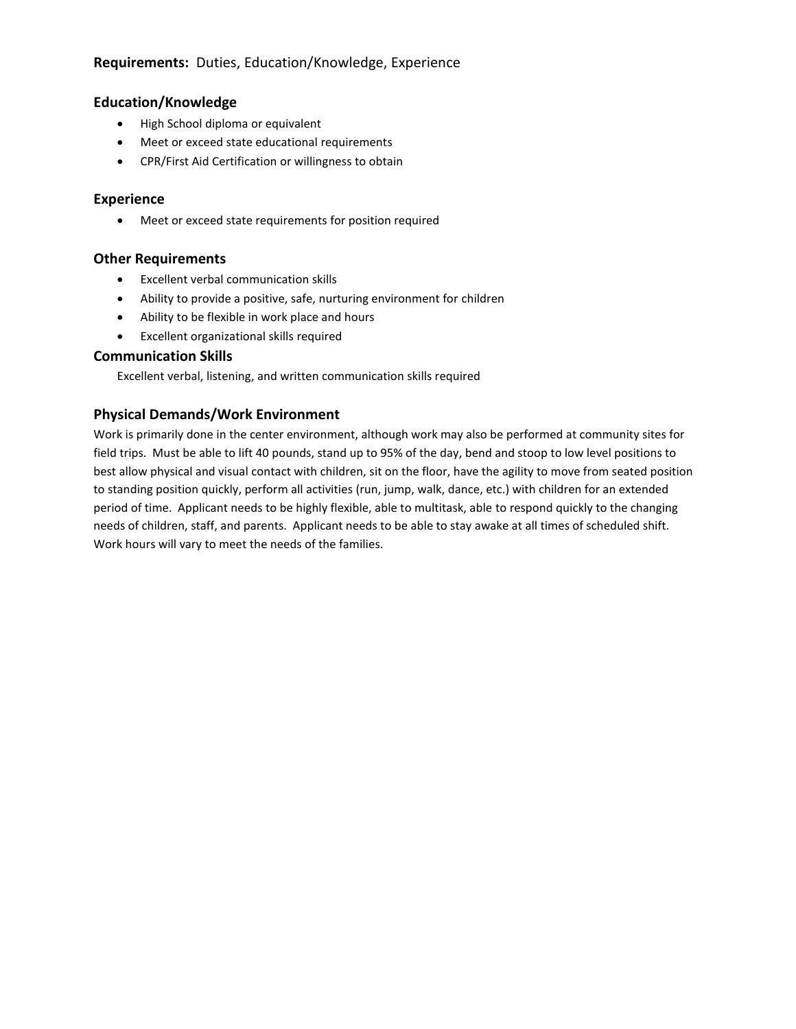**Requirements:** Duties, Education/Knowledge, Experience

### Education/Knowledge

- High School diploma or equivalent
- Meet or exceed state educational requirements
- CPR/First Aid Certification or willingness to obtain

### Experience

- Meet or exceed state requirements for position required

### Other Requirements

- Excellent verbal communication skills
- Ability to provide a positive, safe, nurturing environment for children
- Ability to be flexible in work place and hours
- Excellent organizational skills required

### Communication Skills

Excellent verbal, listening, and written communication skills required

### Physical Demands/Work Environment

Work is primarily done in the center environment, although work may also be performed at community sites for field trips. Must be able to lift 40 pounds, stand up to 95% of the day, bend and stoop to low level positions to best allow physical and visual contact with children, sit on the floor, have the agility to move from seated position to standing position quickly, perform all activities (run, jump, walk, dance, etc.) with children for an extended period of time. Applicant needs to be highly flexible, able to multitask, able to respond quickly to the changing needs of children, staff, and parents. Applicant needs to be able to stay awake at all times of scheduled shift. Work hours will vary to meet the needs of the families.